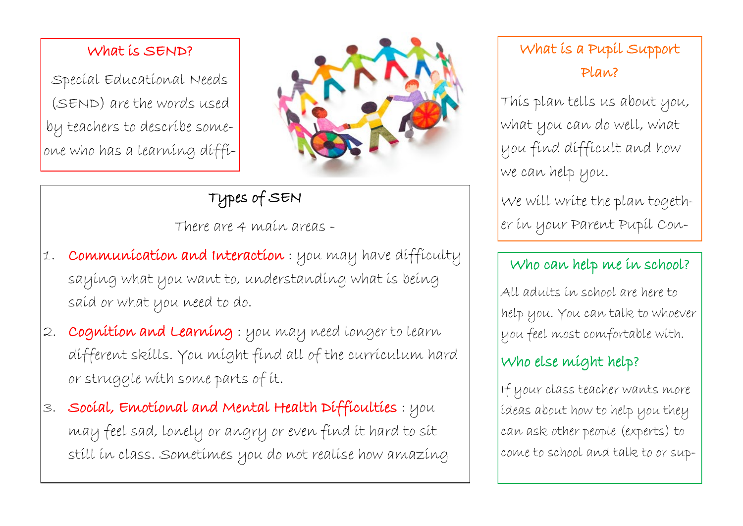## What is SEND?

Special Educational Needs (SEND) are the words used by teachers to describe someone who has a learning diffi-

## Types of SEN

There are 4 main areas -

1. **Communication and Interaction** : you may have difficulty saying what you want to, understanding what is being said or what you need to do.
2. **Cognition and Learning** : you may need longer to learn different skills. You might find all of the curriculum hard or struggle with some parts of it.
3. **Social, Emotional and Mental Health Difficulties** : you may feel sad, lonely or angry or even find it hard to sit still in class. Sometimes you do not realise how amazing

## What is a Pupil Support Plan?

This plan tells us about you, what you can do well, what you find difficult and how we can help you.

We will write the plan together in your Parent Pupil Con-

## Who can help me in school?

All adults in school are here to help you. You can talk to whoever you feel most comfortable with.

## Who else might help?

If your class teacher wants more ideas about how to help you they can ask other people (experts) to come to school and talk to or sup-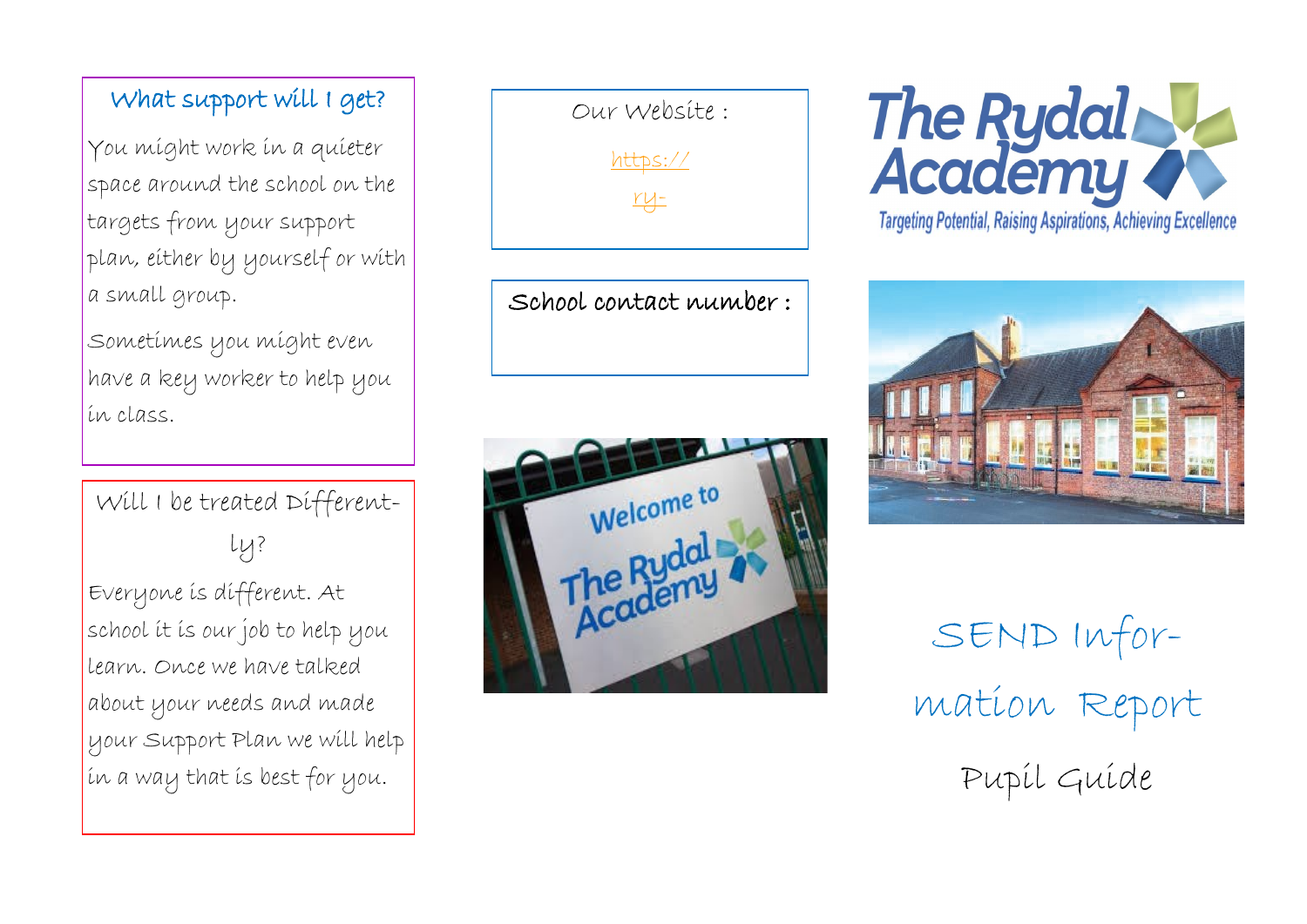## What support will I get?

You might work in a quieter space around the school on the targets from your support plan, either by yourself or with a small group.

Sometimes you might even have a key worker to help you in class.

## Will I be treated Different-ly?

Everyone is different. At school it is our job to help you learn. Once we have talked about your needs and made your Support Plan we will help in a way that is best for you.

Our Website :

https://

ry-

**School contact number :**

Welcome to The Rydal Academy

The Rydal Academy

Targeting Potential, Raising Aspirations, Achieving Excellence

# SEND Infor-mation Report

## Pupil Guide